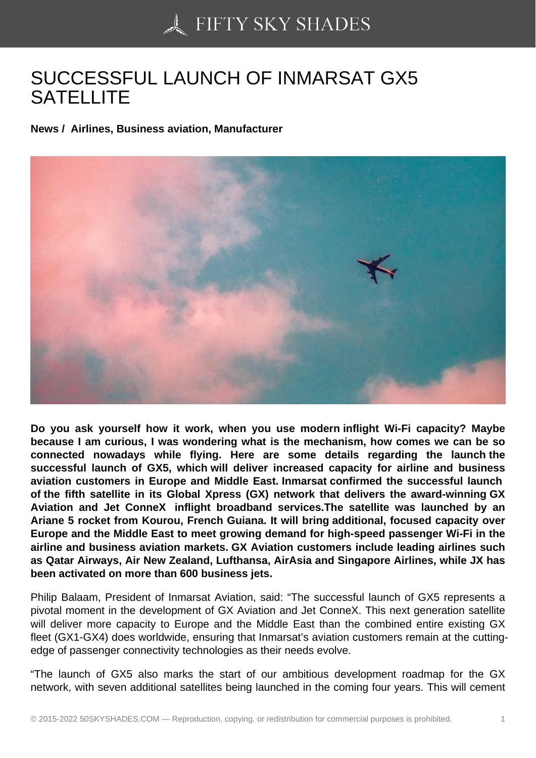# SUCCESSFUL LAUNCH OF INMARSAT GX5 SATELLITE

**News / Airlines, Business aviation, Manufacturer**

**Do you ask yourself how it work, when you use modern inflight Wi-Fi capacity? Maybe because I am curious, I was wondering what is the mechanism, how comes we can be so connected nowadays while flying. Here are some details regarding the launch the successful launch of GX5, which will deliver increased capacity for airline and business aviation customers in Europe and Middle East. Inmarsat confirmed the successful launch of the fifth satellite in its Global Xpress (GX) network that delivers the award-winning GX Aviation and Jet ConneX inflight broadband services.The satellite was launched by an Ariane 5 rocket from Kourou, French Guiana. It will bring additional, focused capacity over Europe and the Middle East to meet growing demand for high-speed passenger Wi-Fi in the airline and business aviation markets. GX Aviation customers include leading airlines such as Qatar Airways, Air New Zealand, Lufthansa, AirAsia and Singapore Airlines, while JX has been activated on more than 600 business jets.**

Philip Balaam, President of Inmarsat Aviation, said: "The successful launch of GX5 represents a pivotal moment in the development of GX Aviation and Jet ConneX. This next generation satellite will deliver more capacity to Europe and the Middle East than the combined entire existing GX fleet (GX1-GX4) does worldwide, ensuring that Inmarsat's aviation customers remain at the cutting-edge of passenger connectivity technologies as their needs evolve.

"The launch of GX5 also marks the start of our ambitious development roadmap for the GX network, with seven additional satellites being launched in the coming four years. This will cement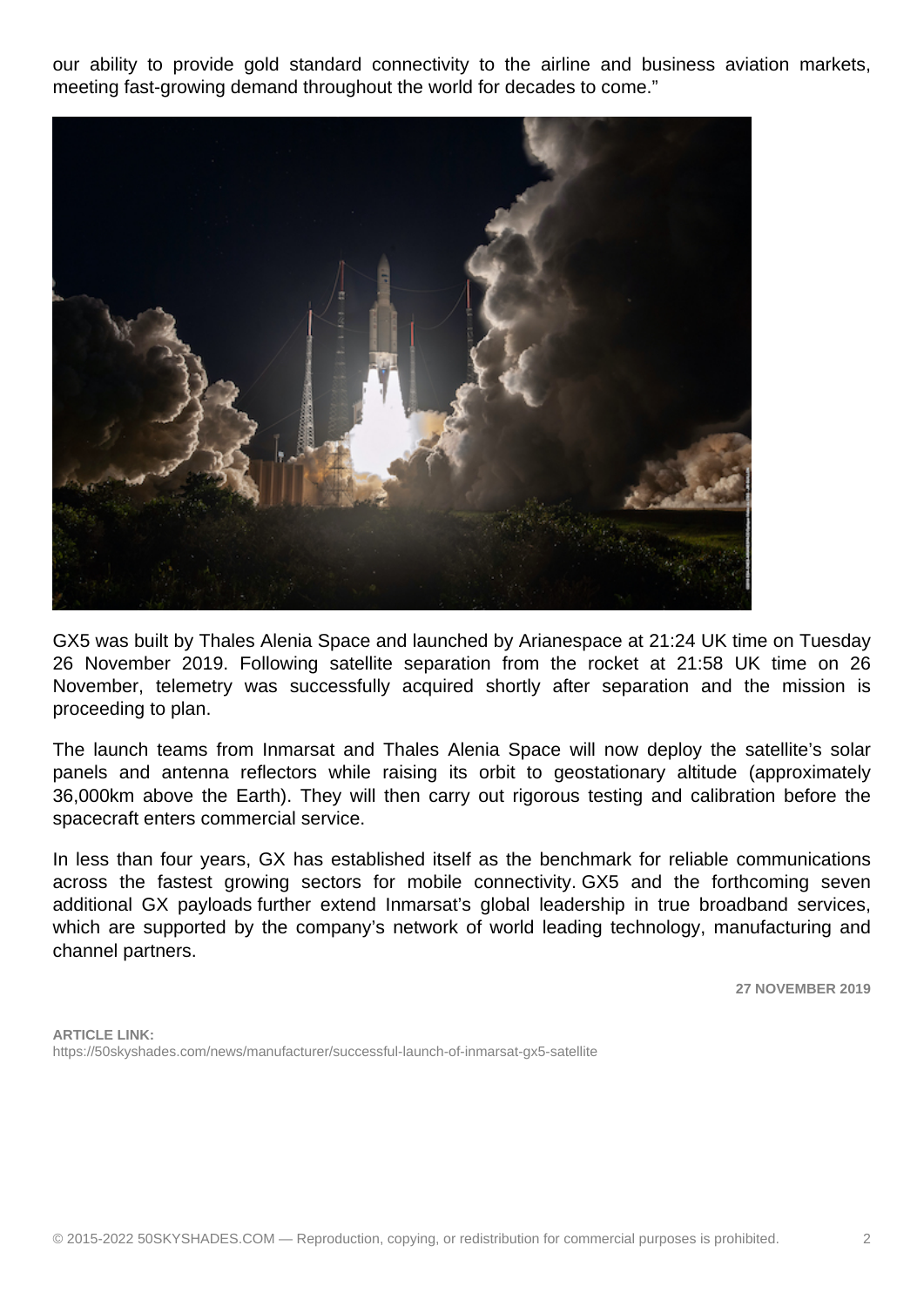our ability to provide gold standard connectivity to the airline and business aviation markets, meeting fast-growing demand throughout the world for decades to come."

GX5 was built by Thales Alenia Space and launched by Arianespace at 21:24 UK time on Tuesday 26 November 2019. Following satellite separation from the rocket at 21:58 UK time on 26 November, telemetry was successfully acquired shortly after separation and the mission is proceeding to plan.

The launch teams from Inmarsat and Thales Alenia Space will now deploy the satellite's solar panels and antenna reflectors while raising its orbit to geostationary altitude (approximately 36,000km above the Earth). They will then carry out rigorous testing and calibration before the spacecraft enters commercial service.

In less than four years, GX has established itself as the benchmark for reliable communications across the fastest growing sectors for mobile connectivity. GX5 and the forthcoming seven additional GX payloads further extend Inmarsat's global leadership in true broadband services, which are supported by the company's network of world leading technology, manufacturing and channel partners.

**27 NOVEMBER 2019**

**ARTICLE LINK:**
https://50skyshades.com/news/manufacturer/successful-launch-of-inmarsat-gx5-satellite

© 2015-2022 50SKYSHADES.COM — Reproduction, copying, or redistribution for commercial purposes is prohibited.